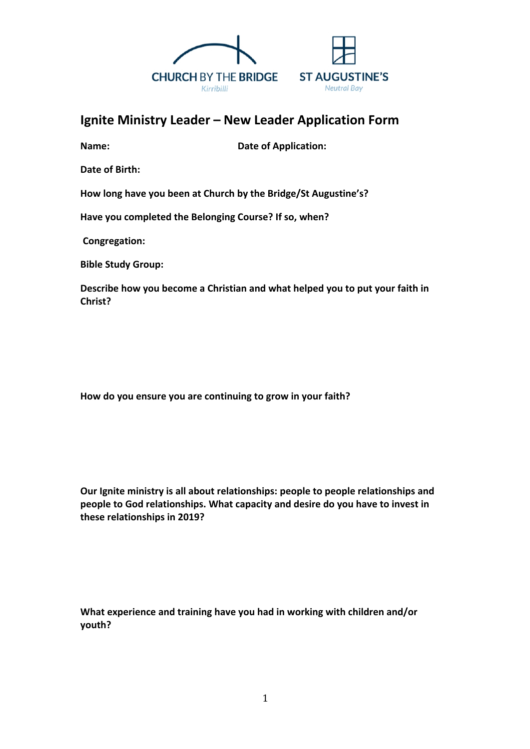CHURCH BY THE BRIDGE
Kirribilli

ST AUGUSTINE'S
Neutral Bay

## Ignite Ministry Leader – New Leader Application Form

**Name:** **Date of Application:**

**Date of Birth:**

**How long have you been at Church by the Bridge/St Augustine's?**

**Have you completed the Belonging Course? If so, when?**

**Congregation:**

**Bible Study Group:**

**Describe how you become a Christian and what helped you to put your faith in Christ?**

**How do you ensure you are continuing to grow in your faith?**

**Our Ignite ministry is all about relationships: people to people relationships and people to God relationships. What capacity and desire do you have to invest in these relationships in 2019?**

**What experience and training have you had in working with children and/or youth?**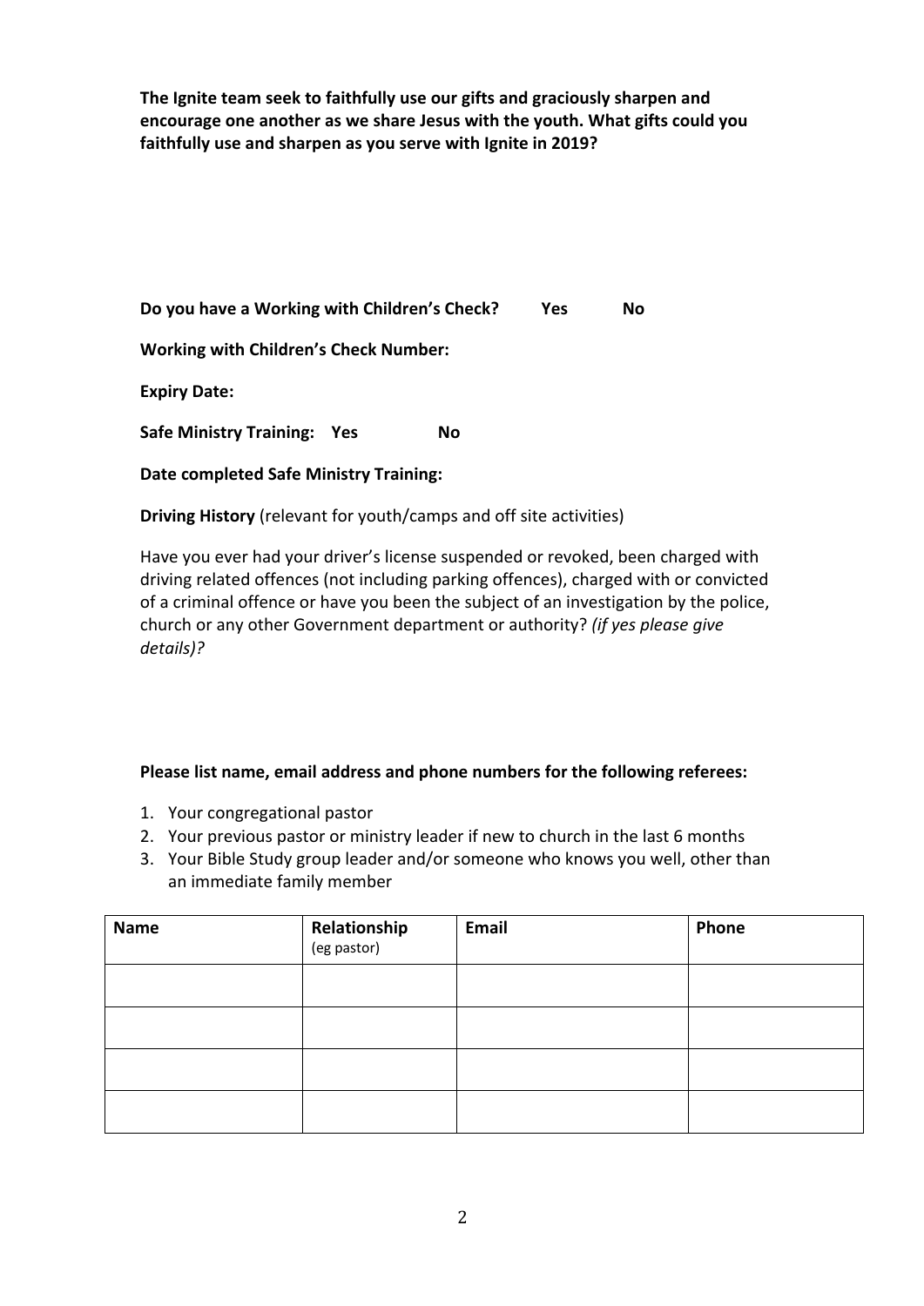**The Ignite team seek to faithfully use our gifts and graciously sharpen and encourage one another as we share Jesus with the youth. What gifts could you faithfully use and sharpen as you serve with Ignite in 2019?**

**Do you have a Working with Children's Check? Yes No**

**Working with Children's Check Number:**

**Expiry Date:**

**Safe Ministry Training: Yes No**

**Date completed Safe Ministry Training:**

**Driving History** (relevant for youth/camps and off site activities)

Have you ever had your driver's license suspended or revoked, been charged with driving related offences (not including parking offences), charged with or convicted of a criminal offence or have you been the subject of an investigation by the police, church or any other Government department or authority? *(if yes please give details)?*

**Please list name, email address and phone numbers for the following referees:**

1. Your congregational pastor
2. Your previous pastor or ministry leader if new to church in the last 6 months
3. Your Bible Study group leader and/or someone who knows you well, other than an immediate family member

| **Name** | **Relationship** (eg pastor) | **Email** | **Phone** |
|---|---|---|---|
| | | | |
| | | | |
| | | | |
| | | | |